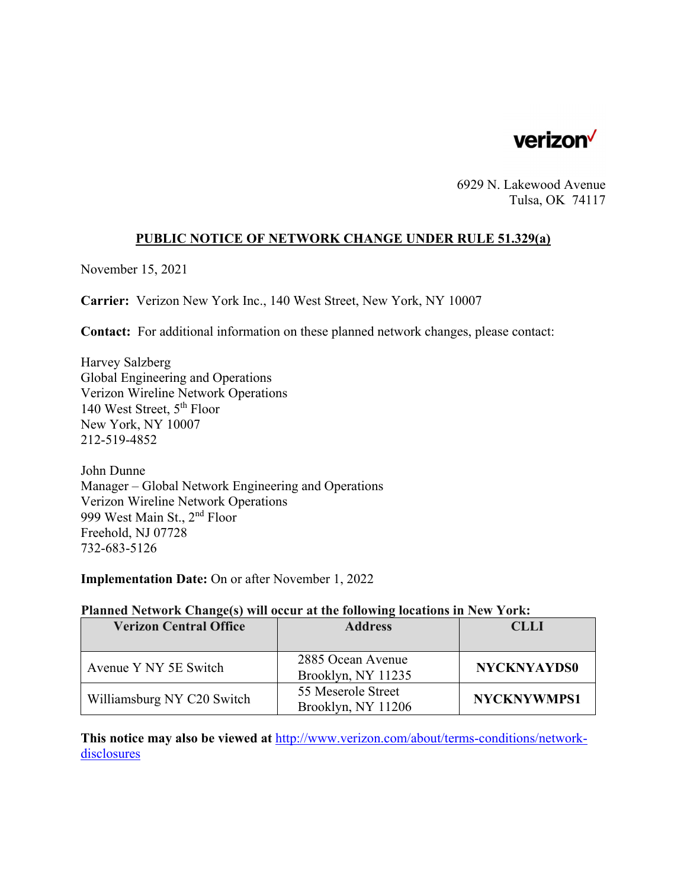verizon

6929 N. Lakewood Avenue
Tulsa, OK 74117

# PUBLIC NOTICE OF NETWORK CHANGE UNDER RULE 51.329(a)

November 15, 2021

**Carrier:** Verizon New York Inc., 140 West Street, New York, NY 10007

**Contact:** For additional information on these planned network changes, please contact:

Harvey Salzberg
Global Engineering and Operations
Verizon Wireline Network Operations
140 West Street, 5th Floor
New York, NY 10007
212-519-4852

John Dunne
Manager – Global Network Engineering and Operations
Verizon Wireline Network Operations
999 West Main St., 2nd Floor
Freehold, NJ 07728
732-683-5126

**Implementation Date:** On or after November 1, 2022

**Planned Network Change(s) will occur at the following locations in New York:**

| Verizon Central Office | Address | CLLI |
|---|---|---|
| Avenue Y NY 5E Switch | 2885 Ocean Avenue Brooklyn, NY 11235 | **NYCKNYAYDS0** |
| Williamsburg NY C20 Switch | 55 Meserole Street Brooklyn, NY 11206 | **NYCKNYWMPS1** |

**This notice may also be viewed at** [http://www.verizon.com/about/terms-conditions/network-disclosures](http://www.verizon.com/about/terms-conditions/network-disclosures)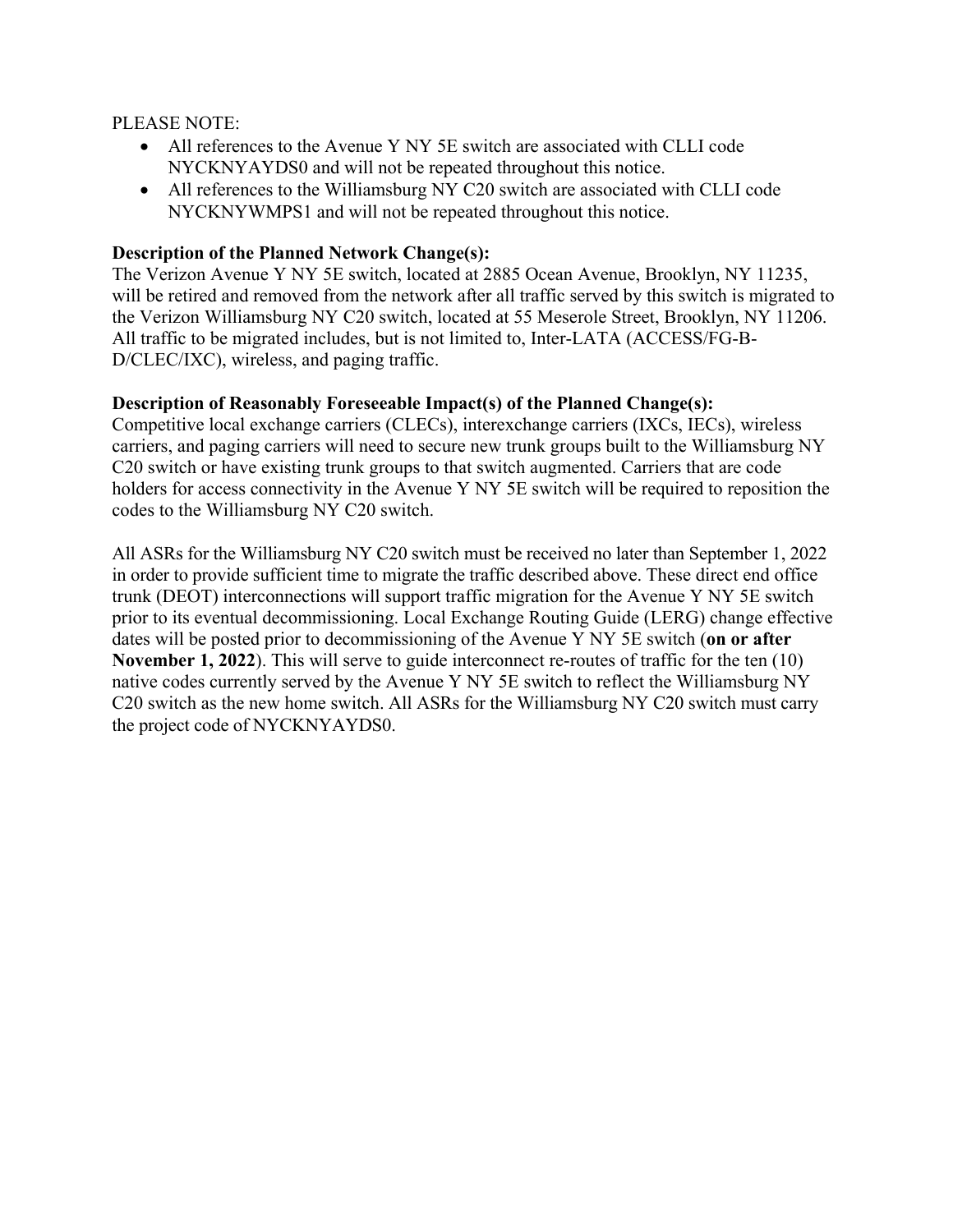PLEASE NOTE:

- All references to the Avenue Y NY 5E switch are associated with CLLI code NYCKNYAYDS0 and will not be repeated throughout this notice.
- All references to the Williamsburg NY C20 switch are associated with CLLI code NYCKNYWMPS1 and will not be repeated throughout this notice.

**Description of the Planned Network Change(s):**
The Verizon Avenue Y NY 5E switch, located at 2885 Ocean Avenue, Brooklyn, NY 11235, will be retired and removed from the network after all traffic served by this switch is migrated to the Verizon Williamsburg NY C20 switch, located at 55 Meserole Street, Brooklyn, NY 11206. All traffic to be migrated includes, but is not limited to, Inter-LATA (ACCESS/FG-B-D/CLEC/IXC), wireless, and paging traffic.

**Description of Reasonably Foreseeable Impact(s) of the Planned Change(s):**
Competitive local exchange carriers (CLECs), interexchange carriers (IXCs, IECs), wireless carriers, and paging carriers will need to secure new trunk groups built to the Williamsburg NY C20 switch or have existing trunk groups to that switch augmented. Carriers that are code holders for access connectivity in the Avenue Y NY 5E switch will be required to reposition the codes to the Williamsburg NY C20 switch.

All ASRs for the Williamsburg NY C20 switch must be received no later than September 1, 2022 in order to provide sufficient time to migrate the traffic described above. These direct end office trunk (DEOT) interconnections will support traffic migration for the Avenue Y NY 5E switch prior to its eventual decommissioning. Local Exchange Routing Guide (LERG) change effective dates will be posted prior to decommissioning of the Avenue Y NY 5E switch (**on or after November 1, 2022**). This will serve to guide interconnect re-routes of traffic for the ten (10) native codes currently served by the Avenue Y NY 5E switch to reflect the Williamsburg NY C20 switch as the new home switch. All ASRs for the Williamsburg NY C20 switch must carry the project code of NYCKNYAYDS0.